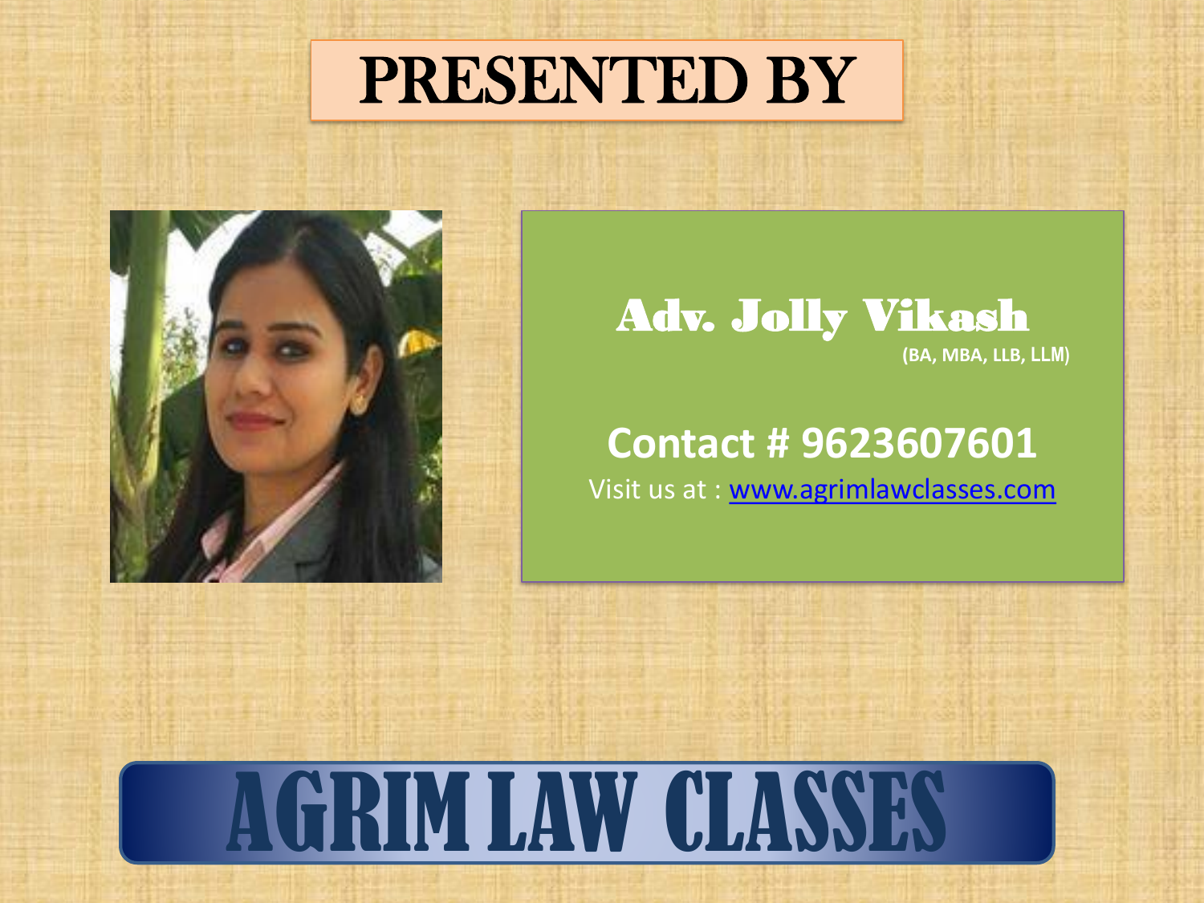# PRESENTED BY

**Adv. Jolly Vikash**
**(BA, MBA, LLB, LLM)**

**Contact # 9623607601**

Visit us at : [www.agrimlawclasses.com](http://www.agrimlawclasses.com)

# AGRIM LAW CLASSES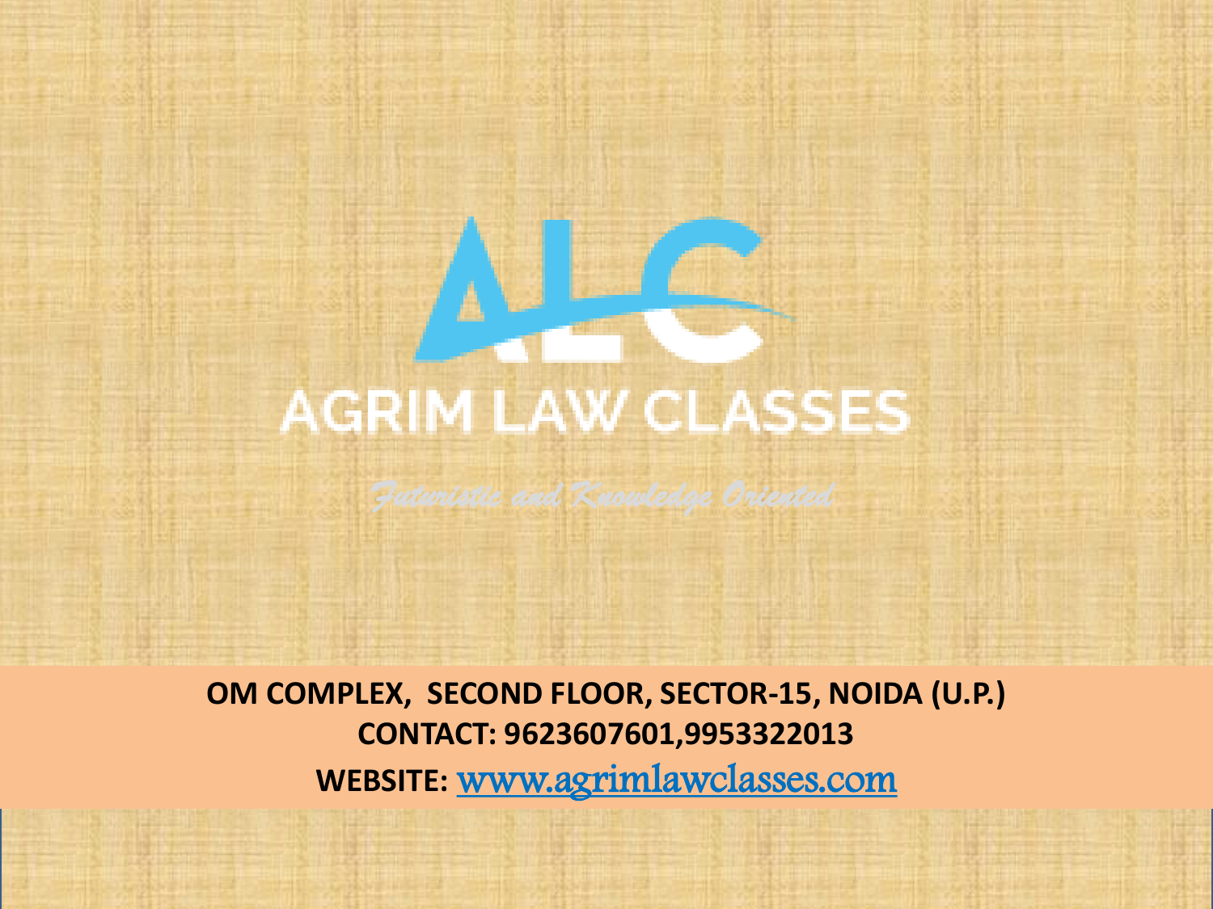# ALC

## AGRIM LAW CLASSES

*Futuristic and Knowledge Oriented*

**OM COMPLEX, SECOND FLOOR, SECTOR-15, NOIDA (U.P.)**

**CONTACT: 9623607601,9953322013**

**WEBSITE:** www.agrimlawclasses.com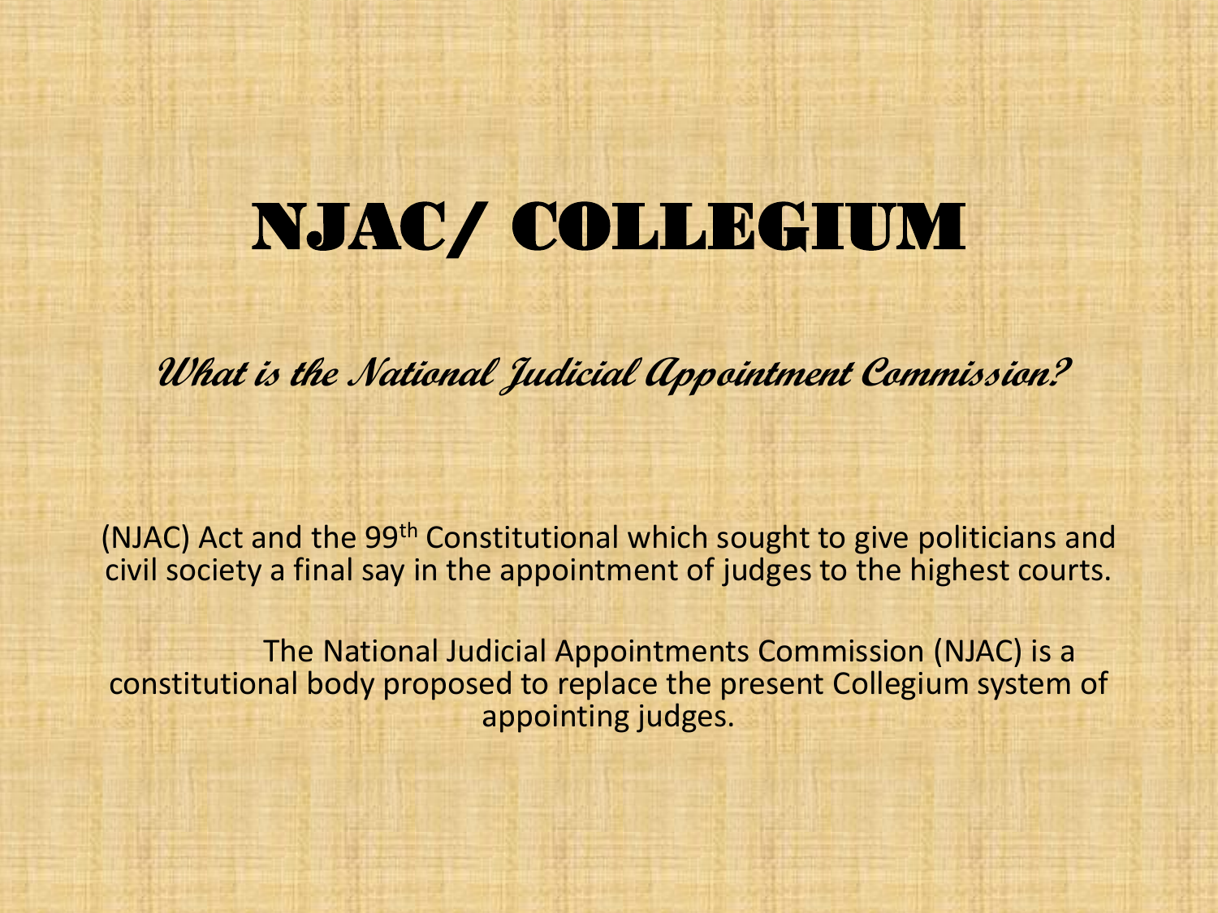# NJAC/ COLLEGIUM

*What is the National Judicial Appointment Commission?*

(NJAC) Act and the 99th Constitutional which sought to give politicians and civil society a final say in the appointment of judges to the highest courts.

The National Judicial Appointments Commission (NJAC) is a constitutional body proposed to replace the present Collegium system of appointing judges.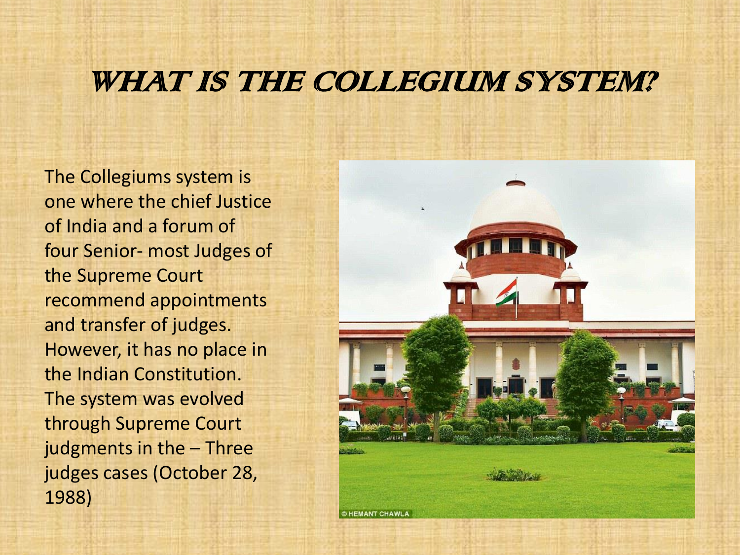# WHAT IS THE COLLEGIUM SYSTEM?

The Collegiums system is one where the chief Justice of India and a forum of four Senior- most Judges of the Supreme Court recommend appointments and transfer of judges. However, it has no place in the Indian Constitution. The system was evolved through Supreme Court judgments in the – Three judges cases (October 28, 1988)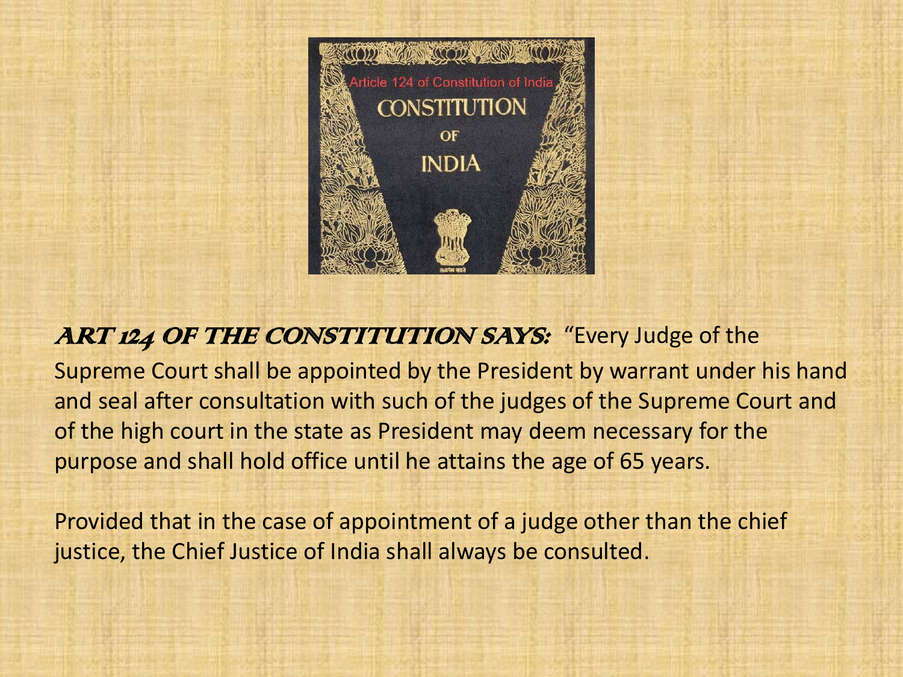**ART 124 OF THE CONSTITUTION SAYS:** "Every Judge of the Supreme Court shall be appointed by the President by warrant under his hand and seal after consultation with such of the judges of the Supreme Court and of the high court in the state as President may deem necessary for the purpose and shall hold office until he attains the age of 65 years.

Provided that in the case of appointment of a judge other than the chief justice, the Chief Justice of India shall always be consulted.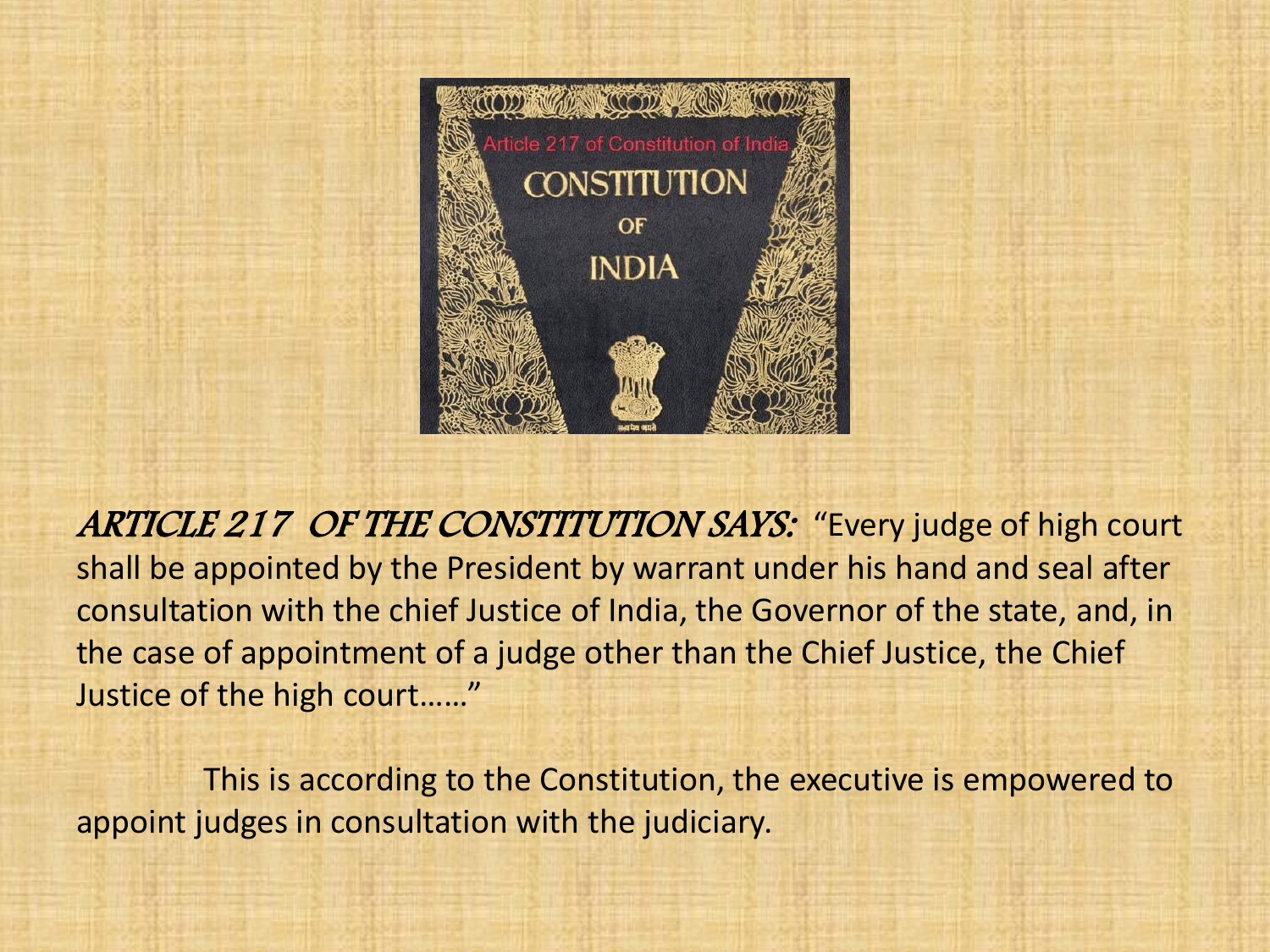*ARTICLE 217 OF THE CONSTITUTION SAYS:* "Every judge of high court shall be appointed by the President by warrant under his hand and seal after consultation with the chief Justice of India, the Governor of the state, and, in the case of appointment of a judge other than the Chief Justice, the Chief Justice of the high court……"

This is according to the Constitution, the executive is empowered to appoint judges in consultation with the judiciary.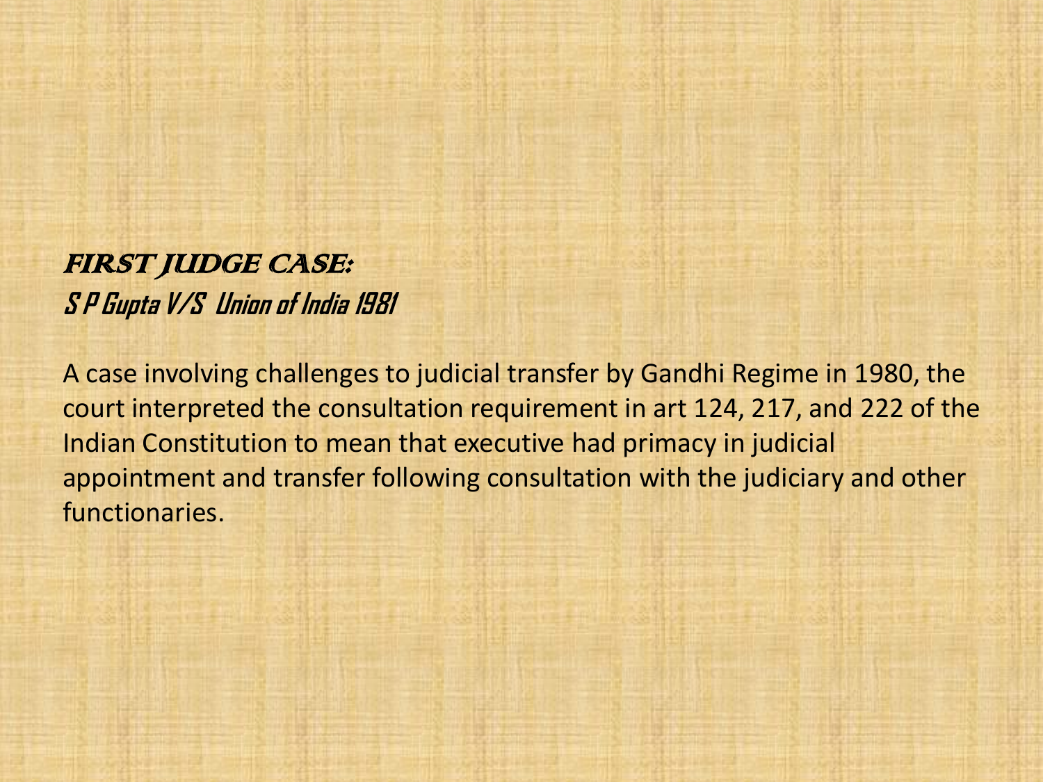## FIRST JUDGE CASE:

### *S P Gupta V/S Union of India 1981*

A case involving challenges to judicial transfer by Gandhi Regime in 1980, the court interpreted the consultation requirement in art 124, 217, and 222 of the Indian Constitution to mean that executive had primacy in judicial appointment and transfer following consultation with the judiciary and other functionaries.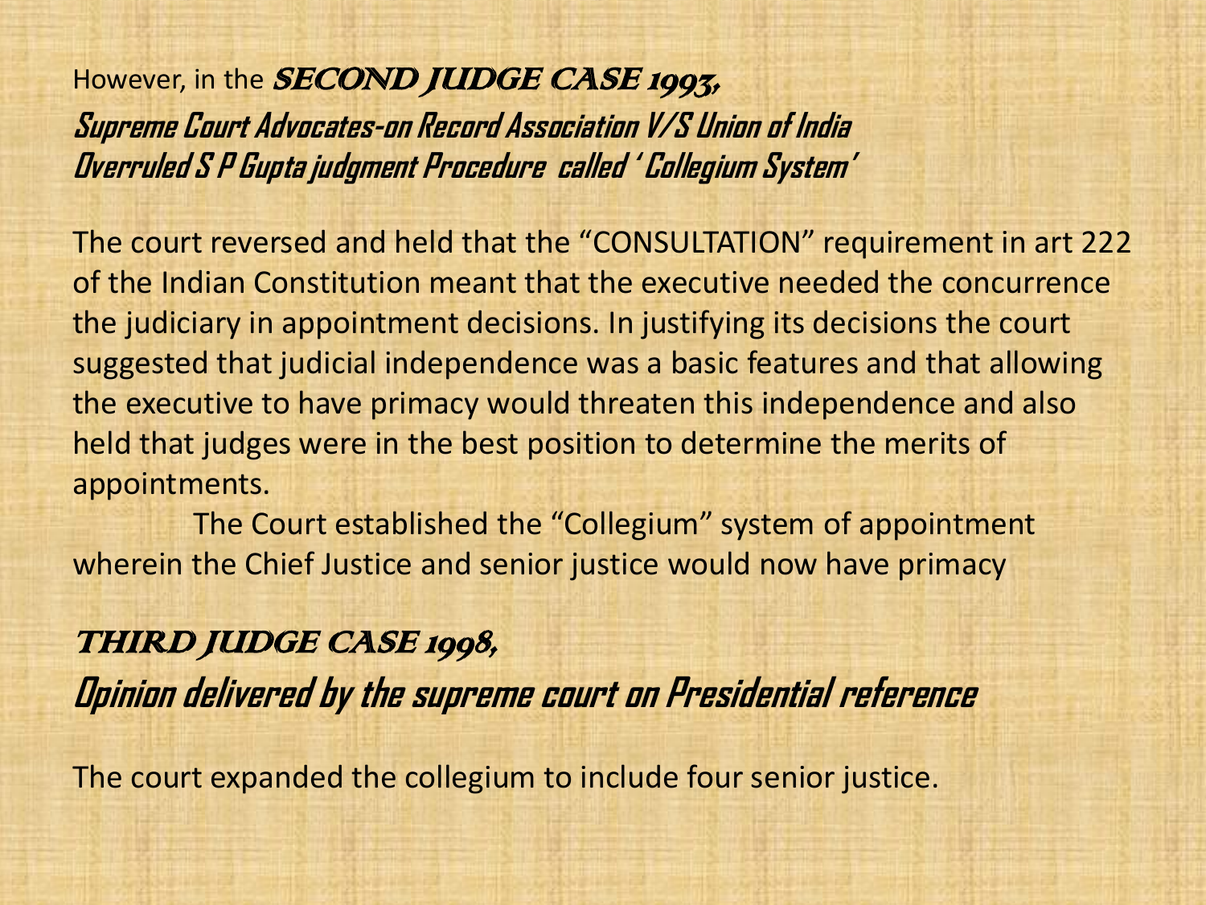However, in the **SECOND JUDGE CASE 1993,**

***Supreme Court Advocates-on Record Association V/S Union of India***
***Overruled S P Gupta judgment Procedure called ' Collegium System'***

The court reversed and held that the "CONSULTATION" requirement in art 222 of the Indian Constitution meant that the executive needed the concurrence the judiciary in appointment decisions. In justifying its decisions the court suggested that judicial independence was a basic features and that allowing the executive to have primacy would threaten this independence and also held that judges were in the best position to determine the merits of appointments.

The Court established the "Collegium" system of appointment wherein the Chief Justice and senior justice would now have primacy

## THIRD JUDGE CASE 1998,

***Opinion delivered by the supreme court on Presidential reference***

The court expanded the collegium to include four senior justice.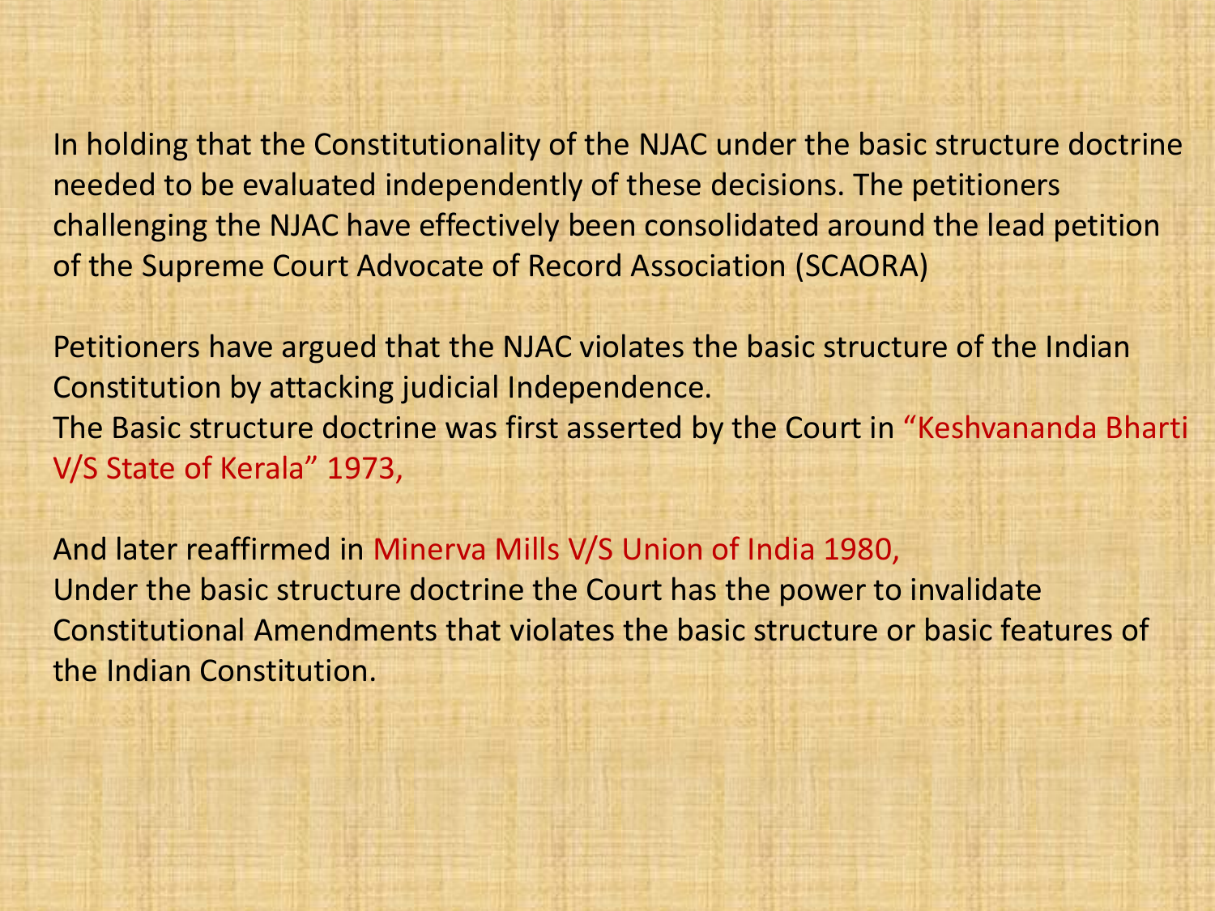In holding that the Constitutionality of the NJAC under the basic structure doctrine needed to be evaluated independently of these decisions. The petitioners challenging the NJAC have effectively been consolidated around the lead petition of the Supreme Court Advocate of Record Association (SCAORA)

Petitioners have argued that the NJAC violates the basic structure of the Indian Constitution by attacking judicial Independence.
The Basic structure doctrine was first asserted by the Court in "Keshvananda Bharti V/S State of Kerala" 1973,

And later reaffirmed in Minerva Mills V/S Union of India 1980,
Under the basic structure doctrine the Court has the power to invalidate Constitutional Amendments that violates the basic structure or basic features of the Indian Constitution.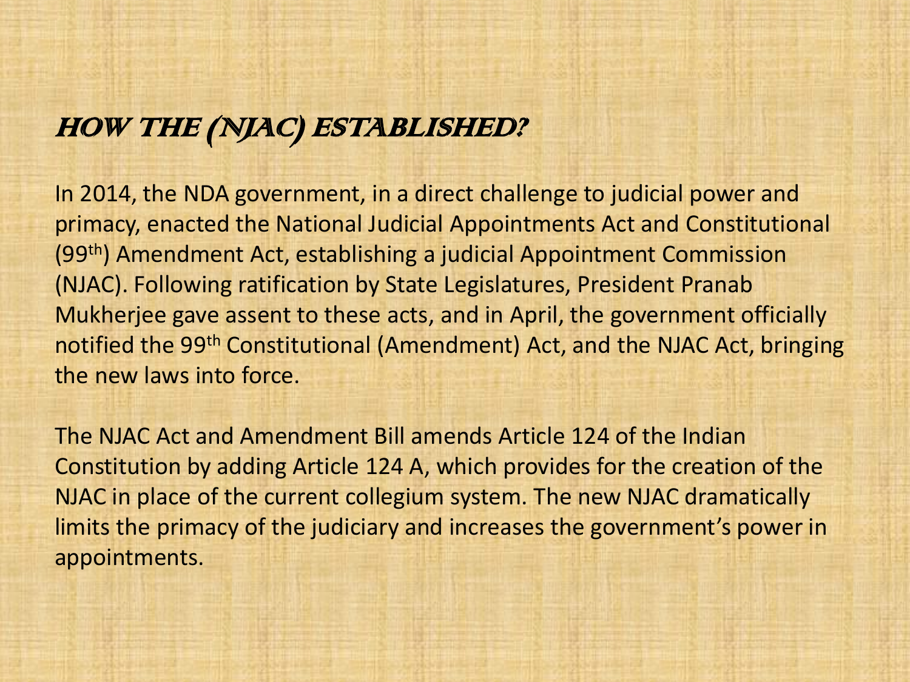## HOW THE (NJAC) ESTABLISHED?

In 2014, the NDA government, in a direct challenge to judicial power and primacy, enacted the National Judicial Appointments Act and Constitutional ($99^{th}$) Amendment Act, establishing a judicial Appointment Commission (NJAC). Following ratification by State Legislatures, President Pranab Mukherjee gave assent to these acts, and in April, the government officially notified the $99^{th}$ Constitutional (Amendment) Act, and the NJAC Act, bringing the new laws into force.

The NJAC Act and Amendment Bill amends Article 124 of the Indian Constitution by adding Article 124 A, which provides for the creation of the NJAC in place of the current collegium system. The new NJAC dramatically limits the primacy of the judiciary and increases the government's power in appointments.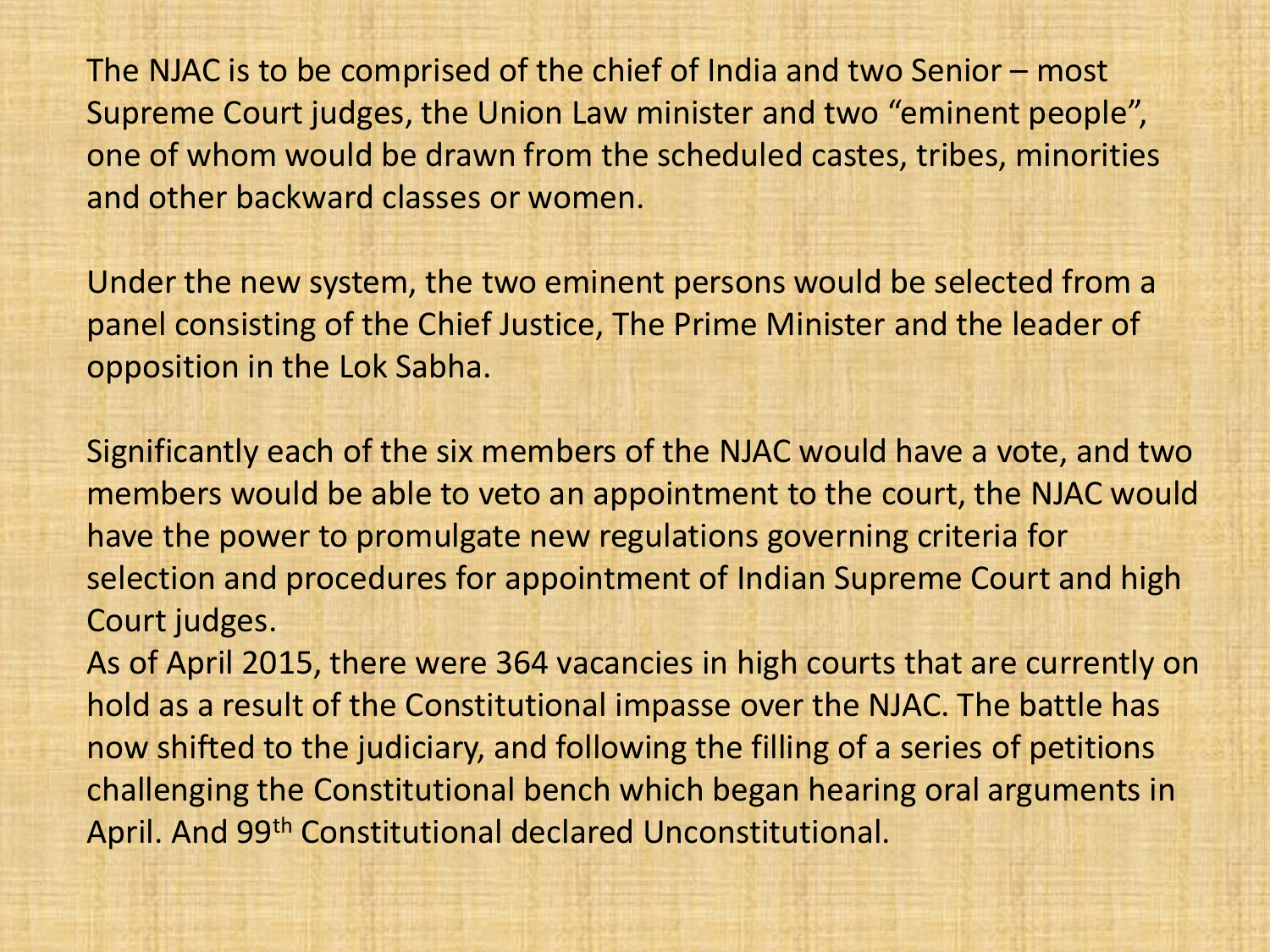The NJAC is to be comprised of the chief of India and two Senior – most Supreme Court judges, the Union Law minister and two “eminent people”, one of whom would be drawn from the scheduled castes, tribes, minorities and other backward classes or women.

Under the new system, the two eminent persons would be selected from a panel consisting of the Chief Justice, The Prime Minister and the leader of opposition in the Lok Sabha.

Significantly each of the six members of the NJAC would have a vote, and two members would be able to veto an appointment to the court, the NJAC would have the power to promulgate new regulations governing criteria for selection and procedures for appointment of Indian Supreme Court and high Court judges.
As of April 2015, there were 364 vacancies in high courts that are currently on hold as a result of the Constitutional impasse over the NJAC. The battle has now shifted to the judiciary, and following the filling of a series of petitions challenging the Constitutional bench which began hearing oral arguments in April. And 99th Constitutional declared Unconstitutional.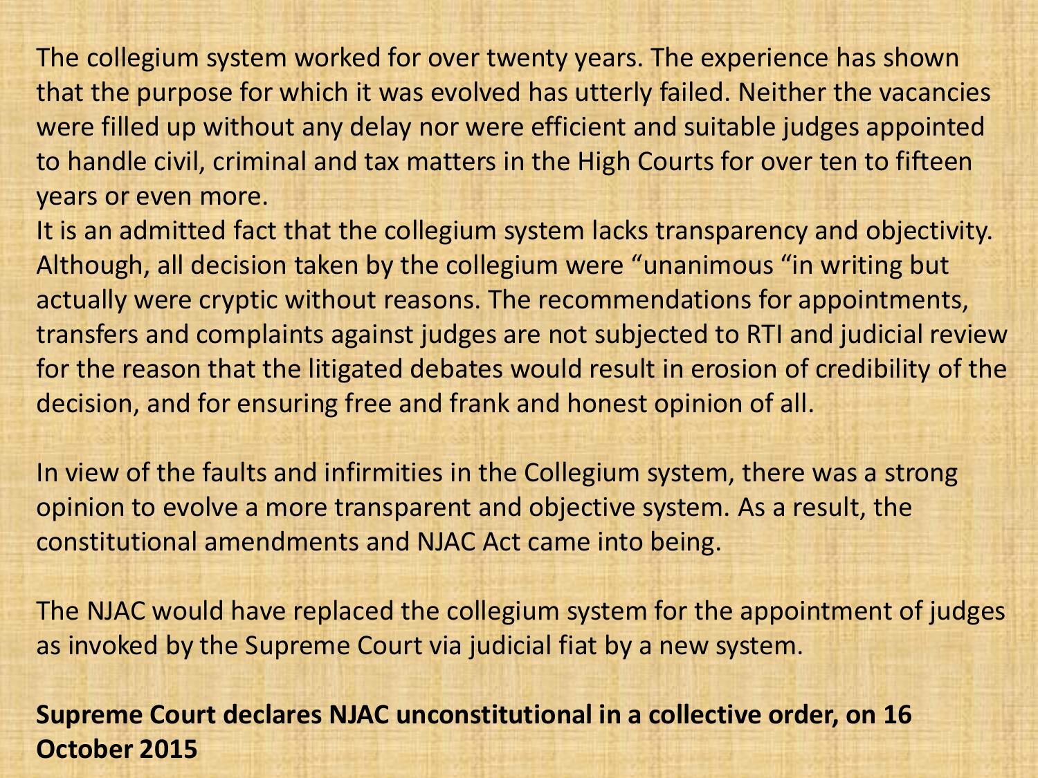The collegium system worked for over twenty years. The experience has shown that the purpose for which it was evolved has utterly failed. Neither the vacancies were filled up without any delay nor were efficient and suitable judges appointed to handle civil, criminal and tax matters in the High Courts for over ten to fifteen years or even more.

It is an admitted fact that the collegium system lacks transparency and objectivity. Although, all decision taken by the collegium were "unanimous "in writing but actually were cryptic without reasons. The recommendations for appointments, transfers and complaints against judges are not subjected to RTI and judicial review for the reason that the litigated debates would result in erosion of credibility of the decision, and for ensuring free and frank and honest opinion of all.

In view of the faults and infirmities in the Collegium system, there was a strong opinion to evolve a more transparent and objective system. As a result, the constitutional amendments and NJAC Act came into being.

The NJAC would have replaced the collegium system for the appointment of judges as invoked by the Supreme Court via judicial fiat by a new system.

**Supreme Court declares NJAC unconstitutional in a collective order, on 16 October 2015**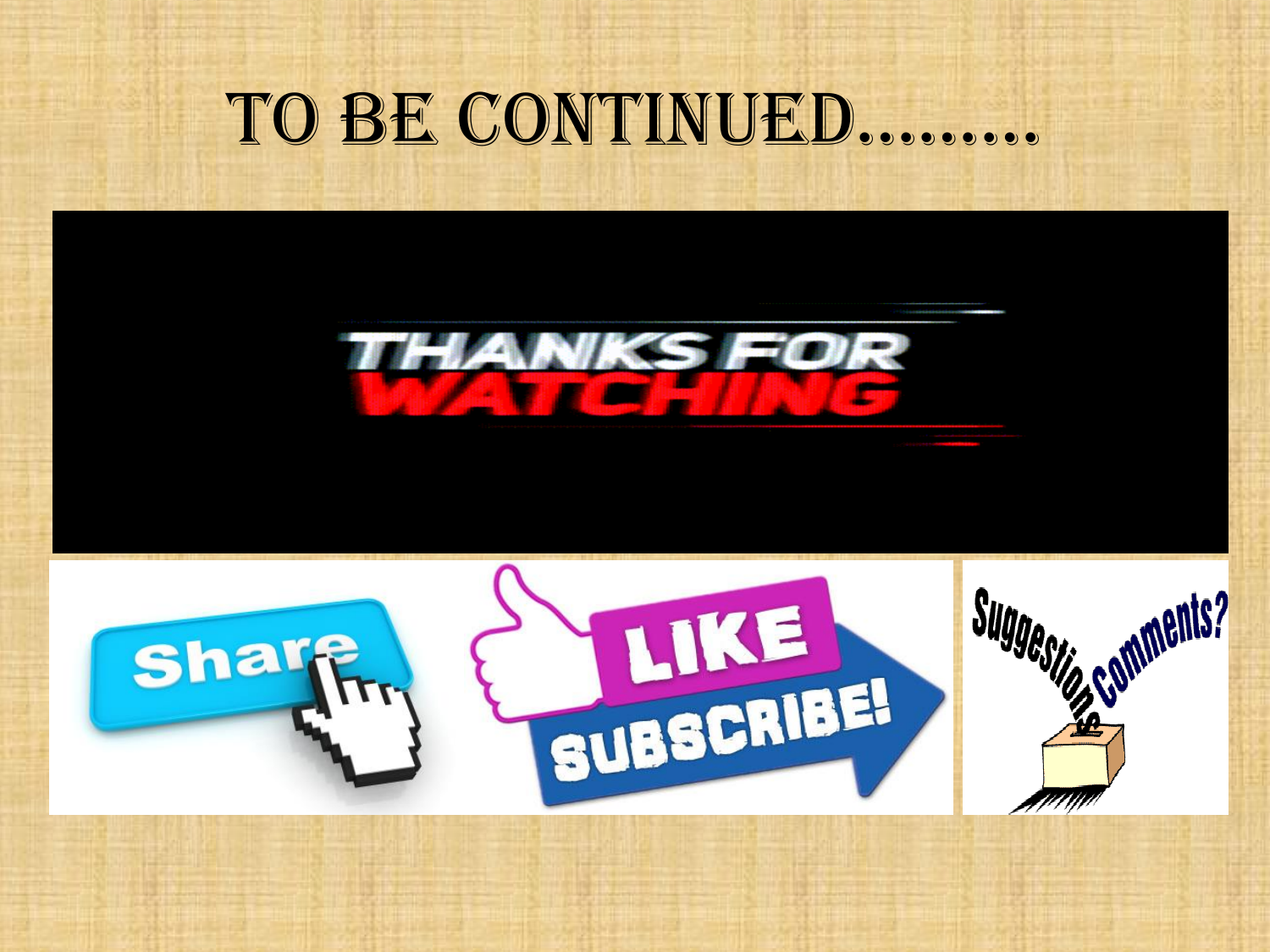# To be continued………